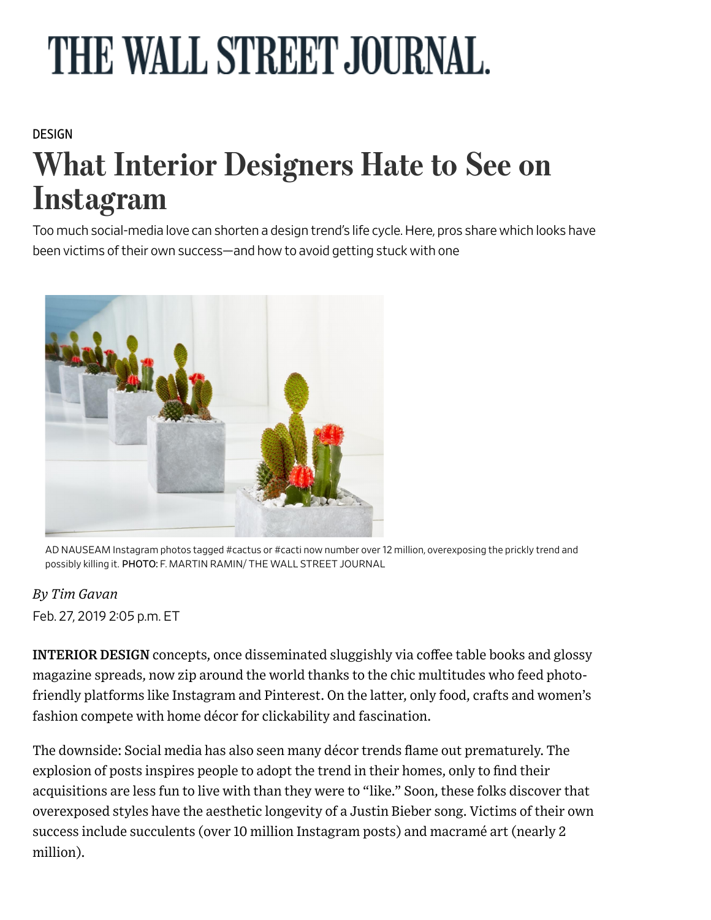# THE WALL STREET JOURNAL.

DESIGN

## What Interior Designers Hate to See on Instagram

Too much social-media love can shorten a design trend's life cycle. Here, pros share which looks have been victims of their own success—and how to avoid getting stuck with one

AD NAUSEAM Instagram photos tagged #cactus or #cacti now number over 12 million, overexposing the prickly trend and possibly killing it. PHOTO: F. MARTIN RAMIN/ THE WALL STREET JOURNAL

*By Tim Gavan*

Feb. 27, 2019 2:05 p.m. ET

**INTERIOR DESIGN** concepts, once disseminated sluggishly via coffee table books and glossy magazine spreads, now zip around the world thanks to the chic multitudes who feed photo-friendly platforms like Instagram and Pinterest. On the latter, only food, crafts and women's fashion compete with home décor for clickability and fascination.

The downside: Social media has also seen many décor trends flame out prematurely. The explosion of posts inspires people to adopt the trend in their homes, only to find their acquisitions are less fun to live with than they were to "like." Soon, these folks discover that overexposed styles have the aesthetic longevity of a Justin Bieber song. Victims of their own success include succulents (over 10 million Instagram posts) and macramé art (nearly 2 million).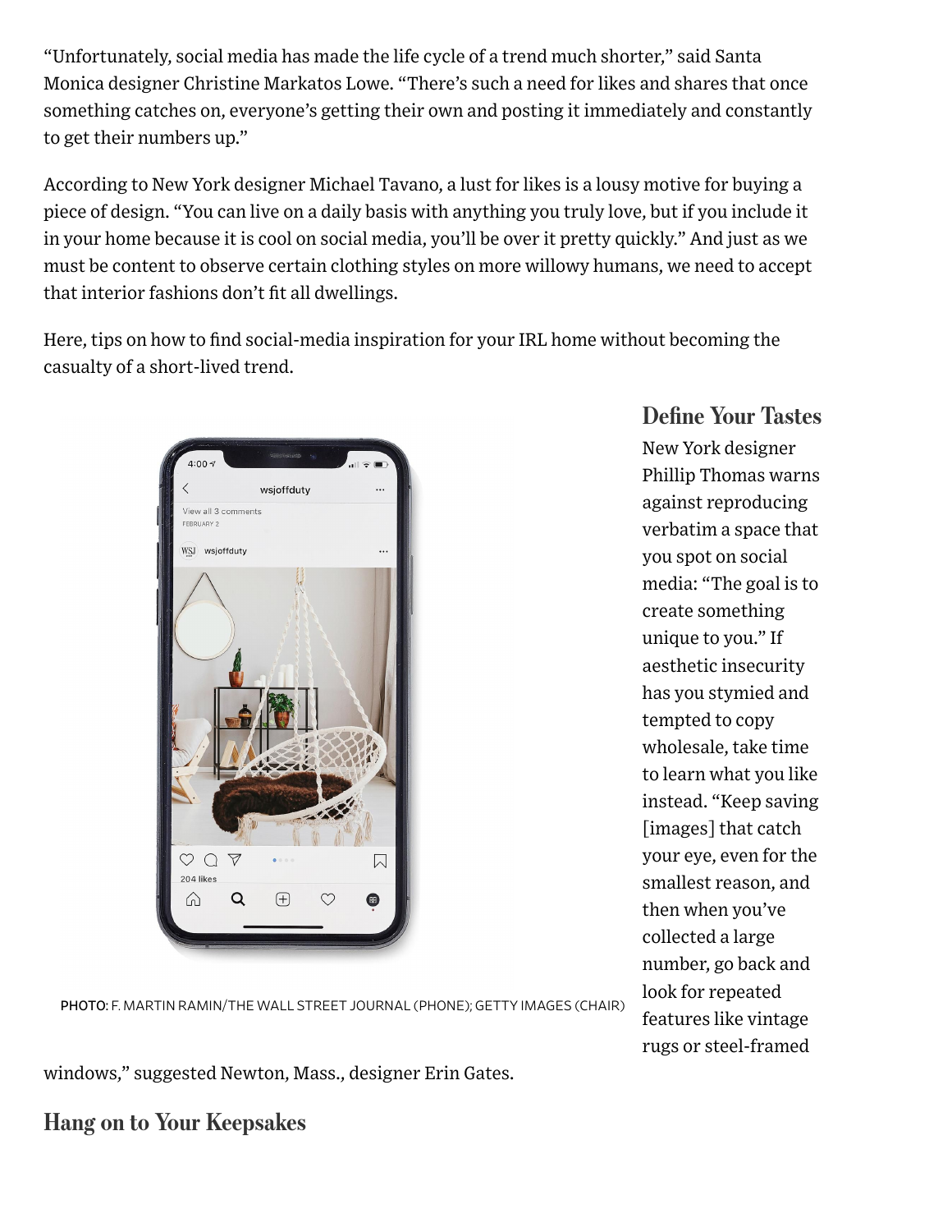"Unfortunately, social media has made the life cycle of a trend much shorter," said Santa Monica designer Christine Markatos Lowe. "There's such a need for likes and shares that once something catches on, everyone's getting their own and posting it immediately and constantly to get their numbers up."

According to New York designer Michael Tavano, a lust for likes is a lousy motive for buying a piece of design. "You can live on a daily basis with anything you truly love, but if you include it in your home because it is cool on social media, you'll be over it pretty quickly." And just as we must be content to observe certain clothing styles on more willowy humans, we need to accept that interior fashions don't fit all dwellings.

Here, tips on how to find social-media inspiration for your IRL home without becoming the casualty of a short-lived trend.

PHOTO: F. MARTIN RAMIN/THE WALL STREET JOURNAL (PHONE); GETTY IMAGES (CHAIR)

## Define Your Tastes

New York designer Phillip Thomas warns against reproducing verbatim a space that you spot on social media: "The goal is to create something unique to you." If aesthetic insecurity has you stymied and tempted to copy wholesale, take time to learn what you like instead. "Keep saving [images] that catch your eye, even for the smallest reason, and then when you've collected a large number, go back and look for repeated features like vintage rugs or steel-framed windows," suggested Newton, Mass., designer Erin Gates.

## Hang on to Your Keepsakes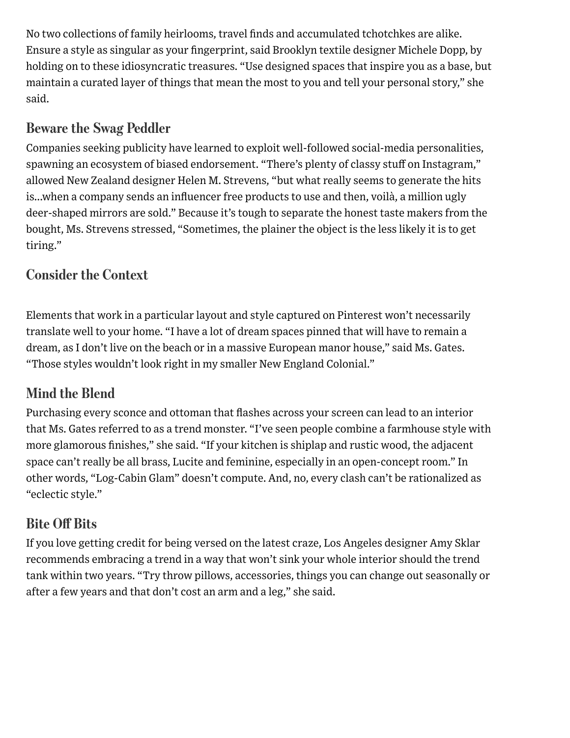No two collections of family heirlooms, travel finds and accumulated tchotchkes are alike. Ensure a style as singular as your fingerprint, said Brooklyn textile designer Michele Dopp, by holding on to these idiosyncratic treasures. “Use designed spaces that inspire you as a base, but maintain a curated layer of things that mean the most to you and tell your personal story,” she said.

## Beware the Swag Peddler

Companies seeking publicity have learned to exploit well-followed social-media personalities, spawning an ecosystem of biased endorsement. “There’s plenty of classy stuff on Instagram,” allowed New Zealand designer Helen M. Strevens, “but what really seems to generate the hits is…when a company sends an influencer free products to use and then, voilà, a million ugly deer-shaped mirrors are sold.” Because it’s tough to separate the honest taste makers from the bought, Ms. Strevens stressed, “Sometimes, the plainer the object is the less likely it is to get tiring.”

## Consider the Context

Elements that work in a particular layout and style captured on Pinterest won’t necessarily translate well to your home. “I have a lot of dream spaces pinned that will have to remain a dream, as I don’t live on the beach or in a massive European manor house,” said Ms. Gates. “Those styles wouldn’t look right in my smaller New England Colonial.”

## Mind the Blend

Purchasing every sconce and ottoman that flashes across your screen can lead to an interior that Ms. Gates referred to as a trend monster. “I’ve seen people combine a farmhouse style with more glamorous finishes,” she said. “If your kitchen is shiplap and rustic wood, the adjacent space can’t really be all brass, Lucite and feminine, especially in an open-concept room.” In other words, “Log-Cabin Glam” doesn’t compute. And, no, every clash can’t be rationalized as “eclectic style.”

## Bite Off Bits

If you love getting credit for being versed on the latest craze, Los Angeles designer Amy Sklar recommends embracing a trend in a way that won’t sink your whole interior should the trend tank within two years. “Try throw pillows, accessories, things you can change out seasonally or after a few years and that don’t cost an arm and a leg,” she said.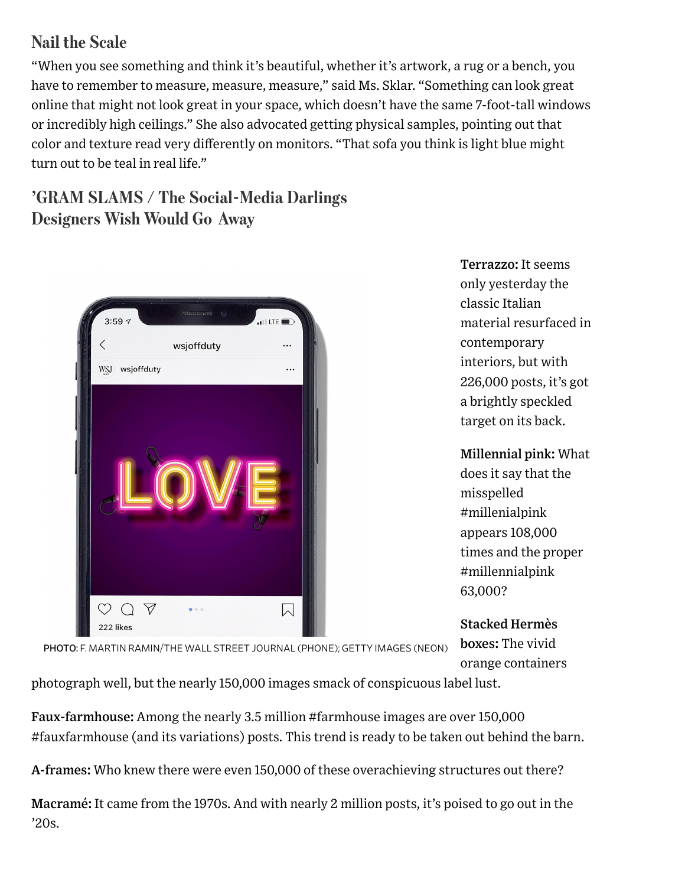## Nail the Scale

"When you see something and think it's beautiful, whether it's artwork, a rug or a bench, you have to remember to measure, measure, measure," said Ms. Sklar. "Something can look great online that might not look great in your space, which doesn't have the same 7-foot-tall windows or incredibly high ceilings." She also advocated getting physical samples, pointing out that color and texture read very differently on monitors. "That sofa you think is light blue might turn out to be teal in real life."

## 'GRAM SLAMS / The Social-Media Darlings Designers Wish Would Go Away

PHOTO: F. MARTIN RAMIN/THE WALL STREET JOURNAL (PHONE); GETTY IMAGES (NEON)

**Terrazzo:** It seems only yesterday the classic Italian material resurfaced in contemporary interiors, but with 226,000 posts, it's got a brightly speckled target on its back.

**Millennial pink:** What does it say that the misspelled #millenialpink appears 108,000 times and the proper #millennialpink 63,000?

**Stacked Hermès boxes:** The vivid orange containers photograph well, but the nearly 150,000 images smack of conspicuous label lust.

**Faux-farmhouse:** Among the nearly 3.5 million #farmhouse images are over 150,000 #fauxfarmhouse (and its variations) posts. This trend is ready to be taken out behind the barn.

**A-frames:** Who knew there were even 150,000 of these overachieving structures out there?

**Macramé:** It came from the 1970s. And with nearly 2 million posts, it's poised to go out in the '20s.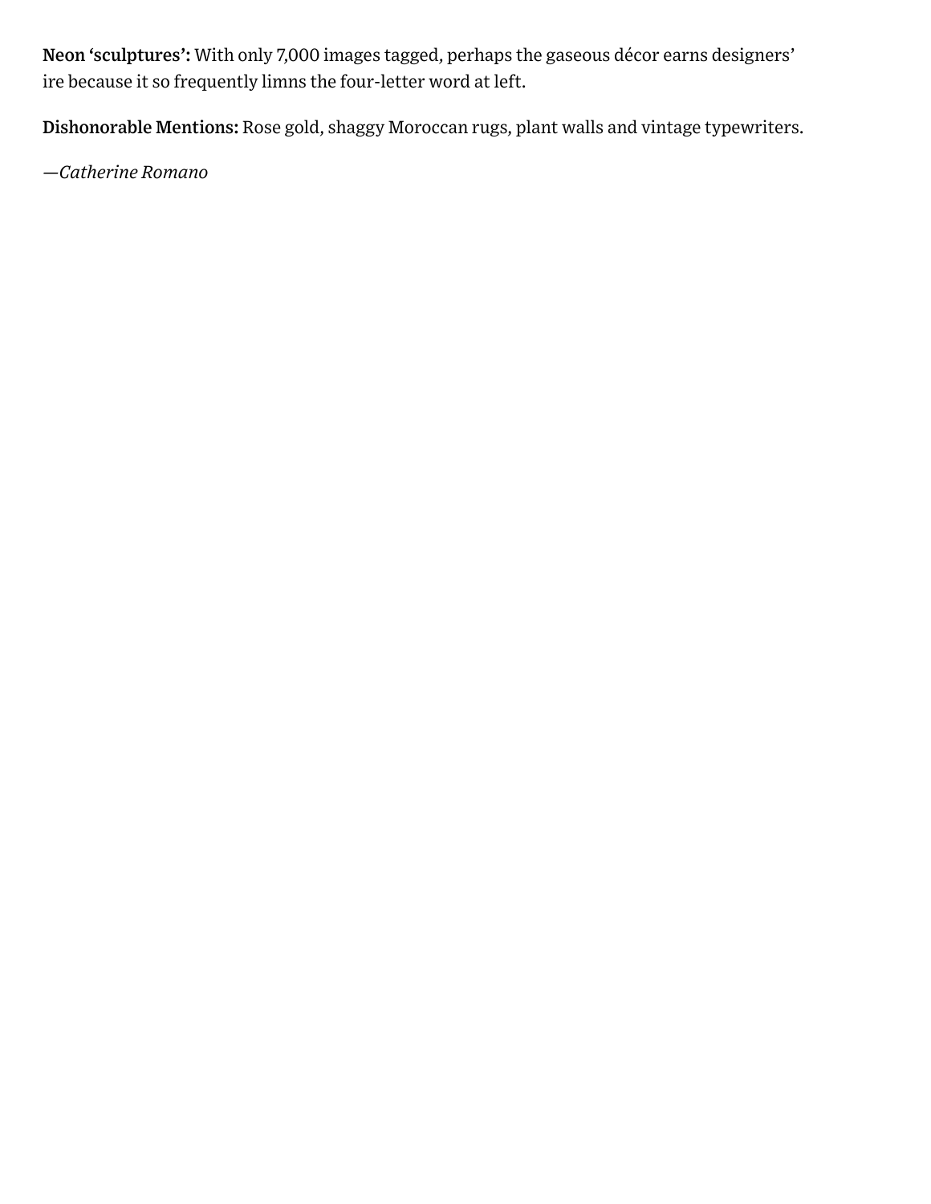**Neon 'sculptures':** With only 7,000 images tagged, perhaps the gaseous décor earns designers' ire because it so frequently limns the four-letter word at left.

**Dishonorable Mentions:** Rose gold, shaggy Moroccan rugs, plant walls and vintage typewriters.

*—Catherine Romano*